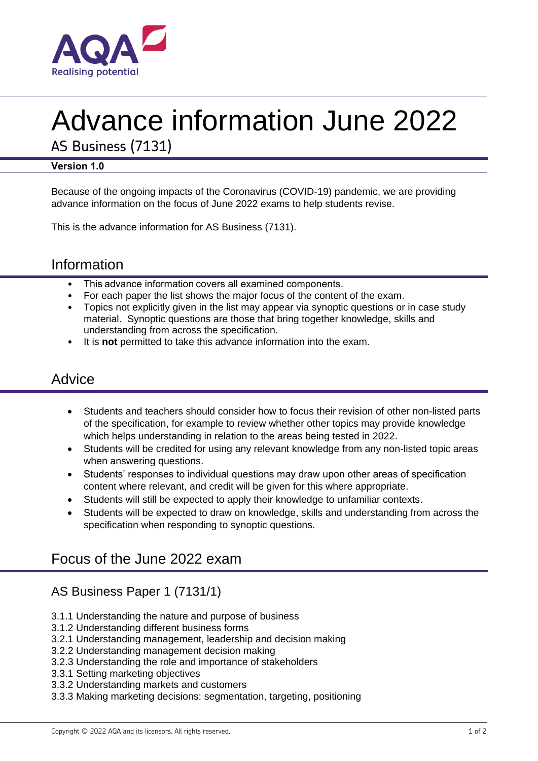# Advance information June 2022

AS Business (7131)

**Version 1.0**

Because of the ongoing impacts of the Coronavirus (COVID-19) pandemic, we are providing advance information on the focus of June 2022 exams to help students revise.

This is the advance information for AS Business (7131).

## Information

- This advance information covers all examined components.
- For each paper the list shows the major focus of the content of the exam.
- Topics not explicitly given in the list may appear via synoptic questions or in case study material. Synoptic questions are those that bring together knowledge, skills and understanding from across the specification.
- It is **not** permitted to take this advance information into the exam.

## Advice

- Students and teachers should consider how to focus their revision of other non-listed parts of the specification, for example to review whether other topics may provide knowledge which helps understanding in relation to the areas being tested in 2022.
- Students will be credited for using any relevant knowledge from any non-listed topic areas when answering questions.
- Students' responses to individual questions may draw upon other areas of specification content where relevant, and credit will be given for this where appropriate.
- Students will still be expected to apply their knowledge to unfamiliar contexts.
- Students will be expected to draw on knowledge, skills and understanding from across the specification when responding to synoptic questions.

## Focus of the June 2022 exam

### AS Business Paper 1 (7131/1)

3.1.1 Understanding the nature and purpose of business
3.1.2 Understanding different business forms
3.2.1 Understanding management, leadership and decision making
3.2.2 Understanding management decision making
3.2.3 Understanding the role and importance of stakeholders
3.3.1 Setting marketing objectives
3.3.2 Understanding markets and customers
3.3.3 Making marketing decisions: segmentation, targeting, positioning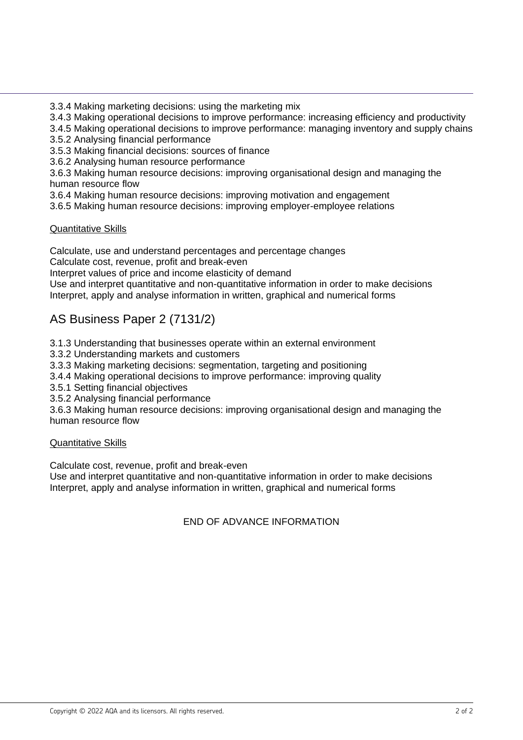3.3.4 Making marketing decisions: using the marketing mix
3.4.3 Making operational decisions to improve performance: increasing efficiency and productivity
3.4.5 Making operational decisions to improve performance: managing inventory and supply chains
3.5.2 Analysing financial performance
3.5.3 Making financial decisions: sources of finance
3.6.2 Analysing human resource performance
3.6.3 Making human resource decisions: improving organisational design and managing the human resource flow
3.6.4 Making human resource decisions: improving motivation and engagement
3.6.5 Making human resource decisions: improving employer-employee relations

<u>Quantitative Skills</u>

Calculate, use and understand percentages and percentage changes
Calculate cost, revenue, profit and break-even
Interpret values of price and income elasticity of demand
Use and interpret quantitative and non-quantitative information in order to make decisions
Interpret, apply and analyse information in written, graphical and numerical forms

## AS Business Paper 2 (7131/2)

3.1.3 Understanding that businesses operate within an external environment
3.3.2 Understanding markets and customers
3.3.3 Making marketing decisions: segmentation, targeting and positioning
3.4.4 Making operational decisions to improve performance: improving quality
3.5.1 Setting financial objectives
3.5.2 Analysing financial performance
3.6.3 Making human resource decisions: improving organisational design and managing the human resource flow

<u>Quantitative Skills</u>

Calculate cost, revenue, profit and break-even
Use and interpret quantitative and non-quantitative information in order to make decisions
Interpret, apply and analyse information in written, graphical and numerical forms

END OF ADVANCE INFORMATION

Copyright © 2022 AQA and its licensors. All rights reserved.